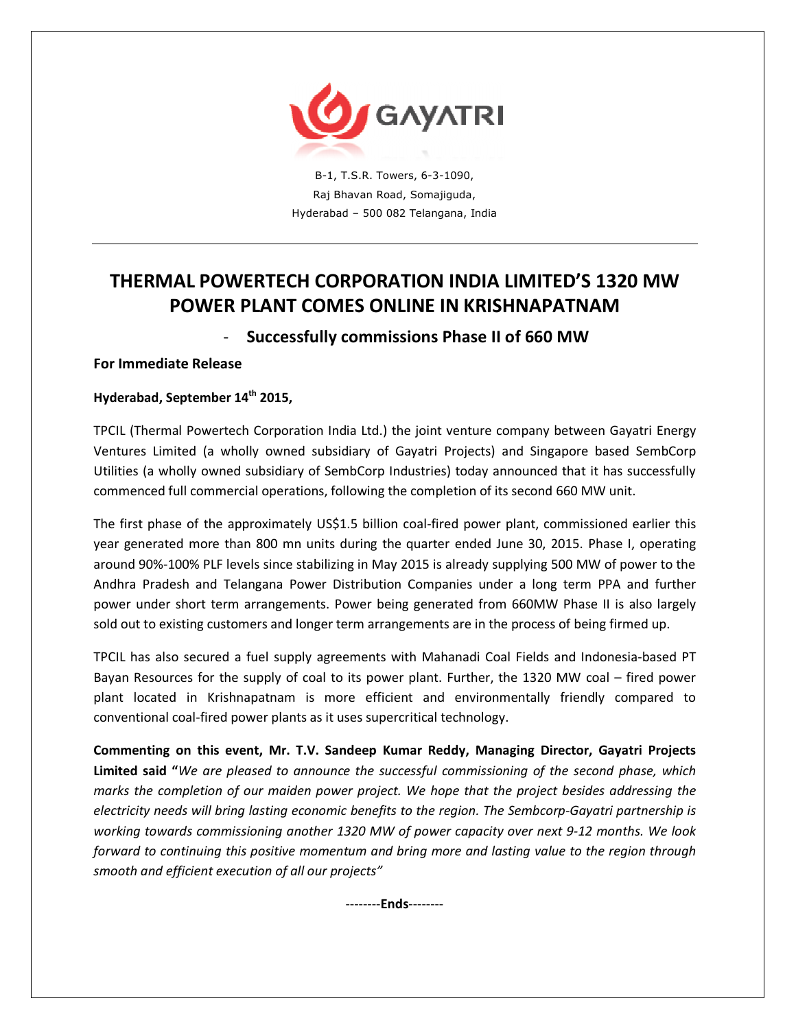GAYATRI

B-1, T.S.R. Towers, 6-3-1090,
Raj Bhavan Road, Somajiguda,
Hyderabad – 500 082 Telangana, India

# THERMAL POWERTECH CORPORATION INDIA LIMITED'S 1320 MW POWER PLANT COMES ONLINE IN KRISHNAPATNAM

## - Successfully commissions Phase II of 660 MW

**For Immediate Release**

**Hyderabad, September 14th 2015,**

TPCIL (Thermal Powertech Corporation India Ltd.) the joint venture company between Gayatri Energy Ventures Limited (a wholly owned subsidiary of Gayatri Projects) and Singapore based SembCorp Utilities (a wholly owned subsidiary of SembCorp Industries) today announced that it has successfully commenced full commercial operations, following the completion of its second 660 MW unit.

The first phase of the approximately US$1.5 billion coal-fired power plant, commissioned earlier this year generated more than 800 mn units during the quarter ended June 30, 2015. Phase I, operating around 90%-100% PLF levels since stabilizing in May 2015 is already supplying 500 MW of power to the Andhra Pradesh and Telangana Power Distribution Companies under a long term PPA and further power under short term arrangements. Power being generated from 660MW Phase II is also largely sold out to existing customers and longer term arrangements are in the process of being firmed up.

TPCIL has also secured a fuel supply agreements with Mahanadi Coal Fields and Indonesia-based PT Bayan Resources for the supply of coal to its power plant. Further, the 1320 MW coal – fired power plant located in Krishnapatnam is more efficient and environmentally friendly compared to conventional coal-fired power plants as it uses supercritical technology.

**Commenting on this event, Mr. T.V. Sandeep Kumar Reddy, Managing Director, Gayatri Projects Limited said "***We are pleased to announce the successful commissioning of the second phase, which marks the completion of our maiden power project. We hope that the project besides addressing the electricity needs will bring lasting economic benefits to the region. The Sembcorp-Gayatri partnership is working towards commissioning another 1320 MW of power capacity over next 9-12 months. We look forward to continuing this positive momentum and bring more and lasting value to the region through smooth and efficient execution of all our projects"*

--------**Ends**--------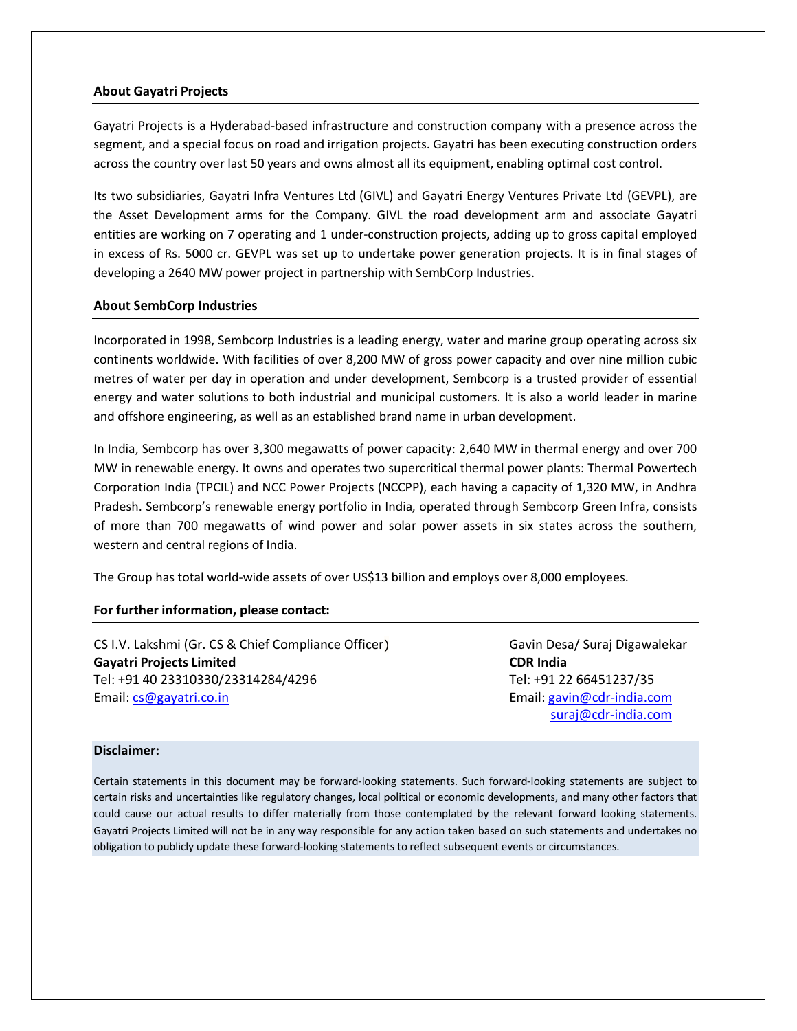## About Gayatri Projects

Gayatri Projects is a Hyderabad-based infrastructure and construction company with a presence across the segment, and a special focus on road and irrigation projects. Gayatri has been executing construction orders across the country over last 50 years and owns almost all its equipment, enabling optimal cost control.

Its two subsidiaries, Gayatri Infra Ventures Ltd (GIVL) and Gayatri Energy Ventures Private Ltd (GEVPL), are the Asset Development arms for the Company. GIVL the road development arm and associate Gayatri entities are working on 7 operating and 1 under-construction projects, adding up to gross capital employed in excess of Rs. 5000 cr. GEVPL was set up to undertake power generation projects. It is in final stages of developing a 2640 MW power project in partnership with SembCorp Industries.

## About SembCorp Industries

Incorporated in 1998, Sembcorp Industries is a leading energy, water and marine group operating across six continents worldwide. With facilities of over 8,200 MW of gross power capacity and over nine million cubic metres of water per day in operation and under development, Sembcorp is a trusted provider of essential energy and water solutions to both industrial and municipal customers. It is also a world leader in marine and offshore engineering, as well as an established brand name in urban development.

In India, Sembcorp has over 3,300 megawatts of power capacity: 2,640 MW in thermal energy and over 700 MW in renewable energy. It owns and operates two supercritical thermal power plants: Thermal Powertech Corporation India (TPCIL) and NCC Power Projects (NCCPP), each having a capacity of 1,320 MW, in Andhra Pradesh. Sembcorp's renewable energy portfolio in India, operated through Sembcorp Green Infra, consists of more than 700 megawatts of wind power and solar power assets in six states across the southern, western and central regions of India.

The Group has total world-wide assets of over US$13 billion and employs over 8,000 employees.

## For further information, please contact:

CS I.V. Lakshmi (Gr. CS & Chief Compliance Officer)
**Gayatri Projects Limited**
Tel: +91 40 23310330/23314284/4296
Email: cs@gayatri.co.in

Gavin Desa/ Suraj Digawalekar
**CDR India**
Tel: +91 22 66451237/35
Email: gavin@cdr-india.com
suraj@cdr-india.com

**Disclaimer:**

Certain statements in this document may be forward-looking statements. Such forward-looking statements are subject to certain risks and uncertainties like regulatory changes, local political or economic developments, and many other factors that could cause our actual results to differ materially from those contemplated by the relevant forward looking statements. Gayatri Projects Limited will not be in any way responsible for any action taken based on such statements and undertakes no obligation to publicly update these forward-looking statements to reflect subsequent events or circumstances.